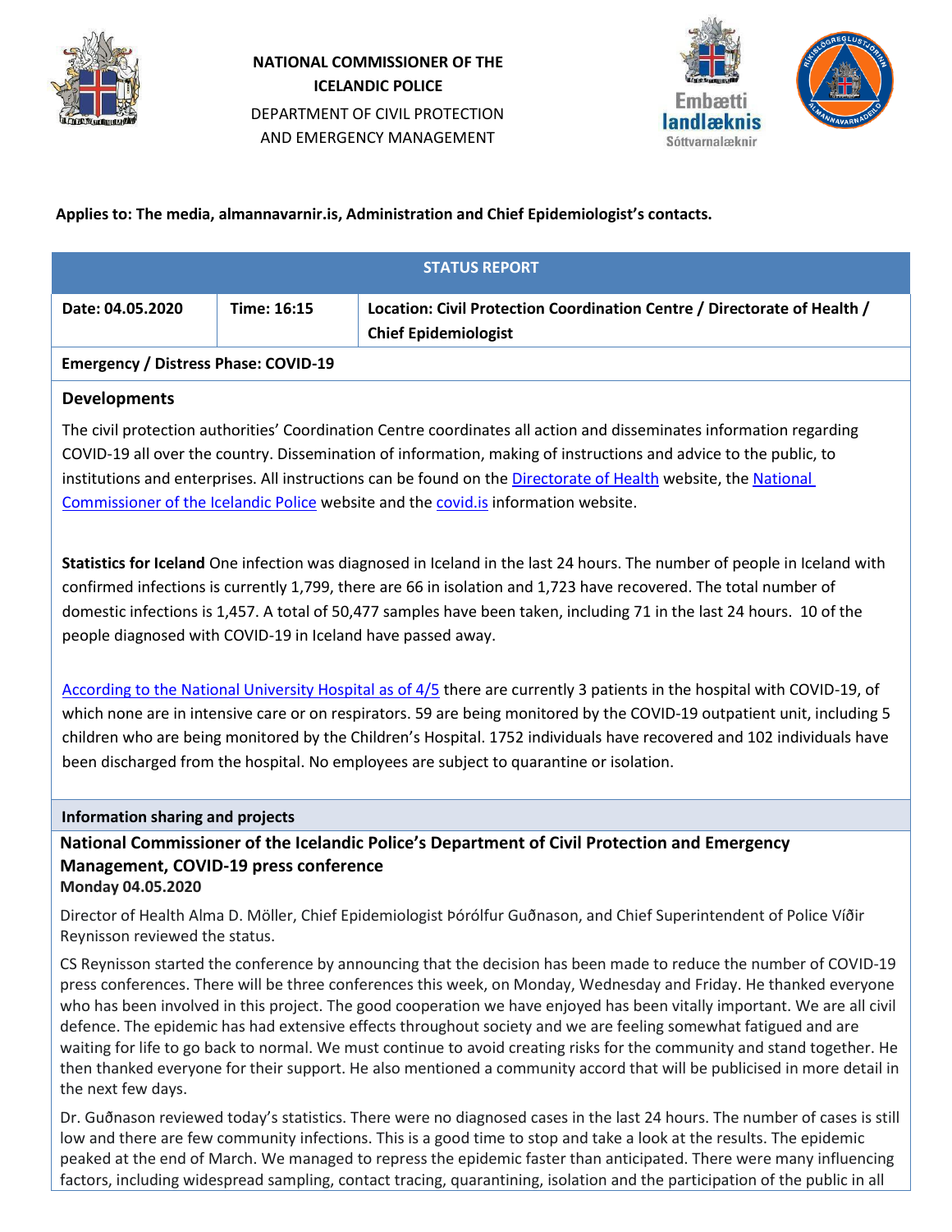**NATIONAL COMMISSIONER OF THE ICELANDIC POLICE**

DEPARTMENT OF CIVIL PROTECTION AND EMERGENCY MANAGEMENT

**Applies to: The media, almannavarnir.is, Administration and Chief Epidemiologist's contacts.**

| STATUS REPORT | | |
|---|---|---|
| **Date: 04.05.2020** | **Time: 16:15** | **Location: Civil Protection Coordination Centre / Directorate of Health / Chief Epidemiologist** |
| **Emergency / Distress Phase: COVID-19** | | |

## Developments

The civil protection authorities' Coordination Centre coordinates all action and disseminates information regarding COVID-19 all over the country. Dissemination of information, making of instructions and advice to the public, to institutions and enterprises. All instructions can be found on the Directorate of Health website, the National Commissioner of the Icelandic Police website and the covid.is information website.

**Statistics for Iceland** One infection was diagnosed in Iceland in the last 24 hours. The number of people in Iceland with confirmed infections is currently 1,799, there are 66 in isolation and 1,723 have recovered. The total number of domestic infections is 1,457. A total of 50,477 samples have been taken, including 71 in the last 24 hours. 10 of the people diagnosed with COVID-19 in Iceland have passed away.

According to the National University Hospital as of 4/5 there are currently 3 patients in the hospital with COVID-19, of which none are in intensive care or on respirators. 59 are being monitored by the COVID-19 outpatient unit, including 5 children who are being monitored by the Children's Hospital. 1752 individuals have recovered and 102 individuals have been discharged from the hospital. No employees are subject to quarantine or isolation.

## Information sharing and projects

### National Commissioner of the Icelandic Police's Department of Civil Protection and Emergency Management, COVID-19 press conference

**Monday 04.05.2020**

Director of Health Alma D. Möller, Chief Epidemiologist Þórólfur Guðnason, and Chief Superintendent of Police Víðir Reynisson reviewed the status.

CS Reynisson started the conference by announcing that the decision has been made to reduce the number of COVID-19 press conferences. There will be three conferences this week, on Monday, Wednesday and Friday. He thanked everyone who has been involved in this project. The good cooperation we have enjoyed has been vitally important. We are all civil defence. The epidemic has had extensive effects throughout society and we are feeling somewhat fatigued and are waiting for life to go back to normal. We must continue to avoid creating risks for the community and stand together. He then thanked everyone for their support. He also mentioned a community accord that will be publicised in more detail in the next few days.

Dr. Guðnason reviewed today's statistics. There were no diagnosed cases in the last 24 hours. The number of cases is still low and there are few community infections. This is a good time to stop and take a look at the results. The epidemic peaked at the end of March. We managed to repress the epidemic faster than anticipated. There were many influencing factors, including widespread sampling, contact tracing, quarantining, isolation and the participation of the public in all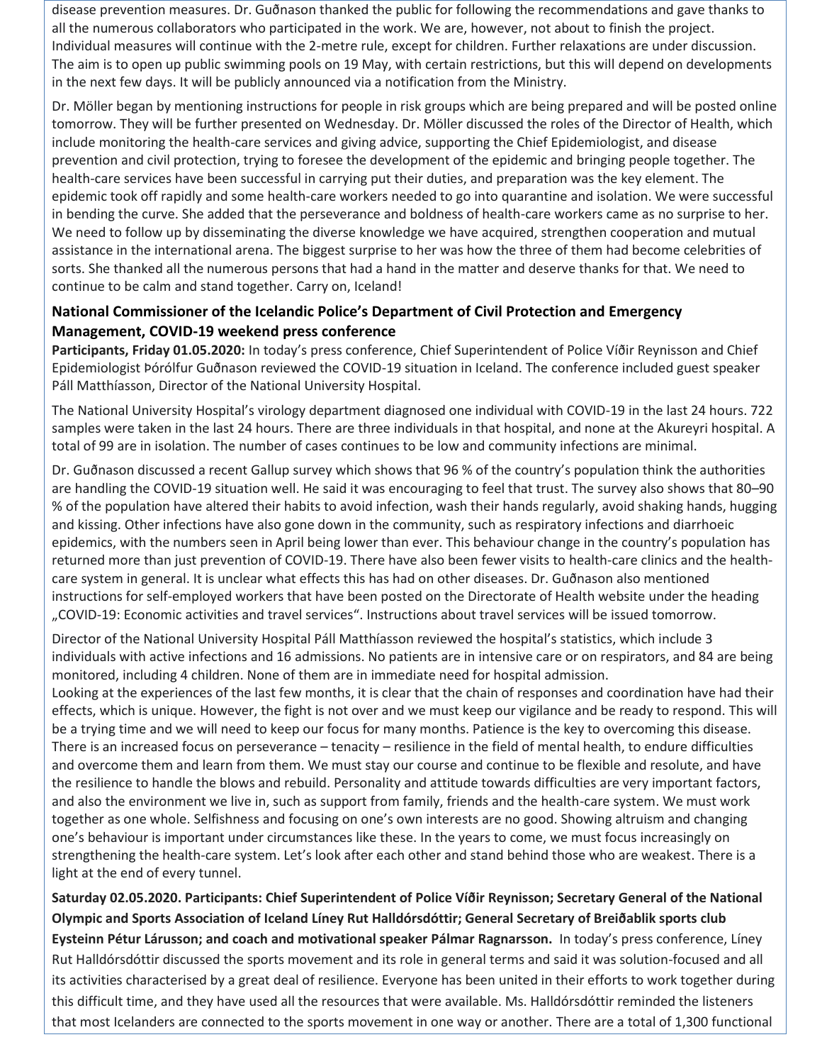disease prevention measures. Dr. Guðnason thanked the public for following the recommendations and gave thanks to all the numerous collaborators who participated in the work. We are, however, not about to finish the project. Individual measures will continue with the 2-metre rule, except for children. Further relaxations are under discussion. The aim is to open up public swimming pools on 19 May, with certain restrictions, but this will depend on developments in the next few days. It will be publicly announced via a notification from the Ministry.

Dr. Möller began by mentioning instructions for people in risk groups which are being prepared and will be posted online tomorrow. They will be further presented on Wednesday. Dr. Möller discussed the roles of the Director of Health, which include monitoring the health-care services and giving advice, supporting the Chief Epidemiologist, and disease prevention and civil protection, trying to foresee the development of the epidemic and bringing people together. The health-care services have been successful in carrying put their duties, and preparation was the key element. The epidemic took off rapidly and some health-care workers needed to go into quarantine and isolation. We were successful in bending the curve. She added that the perseverance and boldness of health-care workers came as no surprise to her. We need to follow up by disseminating the diverse knowledge we have acquired, strengthen cooperation and mutual assistance in the international arena. The biggest surprise to her was how the three of them had become celebrities of sorts. She thanked all the numerous persons that had a hand in the matter and deserve thanks for that. We need to continue to be calm and stand together. Carry on, Iceland!

### National Commissioner of the Icelandic Police's Department of Civil Protection and Emergency Management, COVID-19 weekend press conference

**Participants, Friday 01.05.2020:** In today's press conference, Chief Superintendent of Police Víðir Reynisson and Chief Epidemiologist Þórólfur Guðnason reviewed the COVID-19 situation in Iceland. The conference included guest speaker Páll Matthíasson, Director of the National University Hospital.

The National University Hospital's virology department diagnosed one individual with COVID-19 in the last 24 hours. 722 samples were taken in the last 24 hours. There are three individuals in that hospital, and none at the Akureyri hospital. A total of 99 are in isolation. The number of cases continues to be low and community infections are minimal.

Dr. Guðnason discussed a recent Gallup survey which shows that 96 % of the country's population think the authorities are handling the COVID-19 situation well. He said it was encouraging to feel that trust. The survey also shows that 80–90 % of the population have altered their habits to avoid infection, wash their hands regularly, avoid shaking hands, hugging and kissing. Other infections have also gone down in the community, such as respiratory infections and diarrhoeic epidemics, with the numbers seen in April being lower than ever. This behaviour change in the country's population has returned more than just prevention of COVID-19. There have also been fewer visits to health-care clinics and the health-care system in general. It is unclear what effects this has had on other diseases. Dr. Guðnason also mentioned instructions for self-employed workers that have been posted on the Directorate of Health website under the heading „COVID-19: Economic activities and travel services". Instructions about travel services will be issued tomorrow.

Director of the National University Hospital Páll Matthíasson reviewed the hospital's statistics, which include 3 individuals with active infections and 16 admissions. No patients are in intensive care or on respirators, and 84 are being monitored, including 4 children. None of them are in immediate need for hospital admission.

Looking at the experiences of the last few months, it is clear that the chain of responses and coordination have had their effects, which is unique. However, the fight is not over and we must keep our vigilance and be ready to respond. This will be a trying time and we will need to keep our focus for many months. Patience is the key to overcoming this disease. There is an increased focus on perseverance – tenacity – resilience in the field of mental health, to endure difficulties and overcome them and learn from them. We must stay our course and continue to be flexible and resolute, and have the resilience to handle the blows and rebuild. Personality and attitude towards difficulties are very important factors, and also the environment we live in, such as support from family, friends and the health-care system. We must work together as one whole. Selfishness and focusing on one's own interests are no good. Showing altruism and changing one's behaviour is important under circumstances like these. In the years to come, we must focus increasingly on strengthening the health-care system. Let's look after each other and stand behind those who are weakest. There is a light at the end of every tunnel.

**Saturday 02.05.2020. Participants: Chief Superintendent of Police Víðir Reynisson; Secretary General of the National Olympic and Sports Association of Iceland Líney Rut Halldórsdóttir; General Secretary of Breiðablik sports club Eysteinn Pétur Lárusson; and coach and motivational speaker Pálmar Ragnarsson.** In today's press conference, Líney Rut Halldórsdóttir discussed the sports movement and its role in general terms and said it was solution-focused and all its activities characterised by a great deal of resilience. Everyone has been united in their efforts to work together during this difficult time, and they have used all the resources that were available. Ms. Halldórsdóttir reminded the listeners that most Icelanders are connected to the sports movement in one way or another. There are a total of 1,300 functional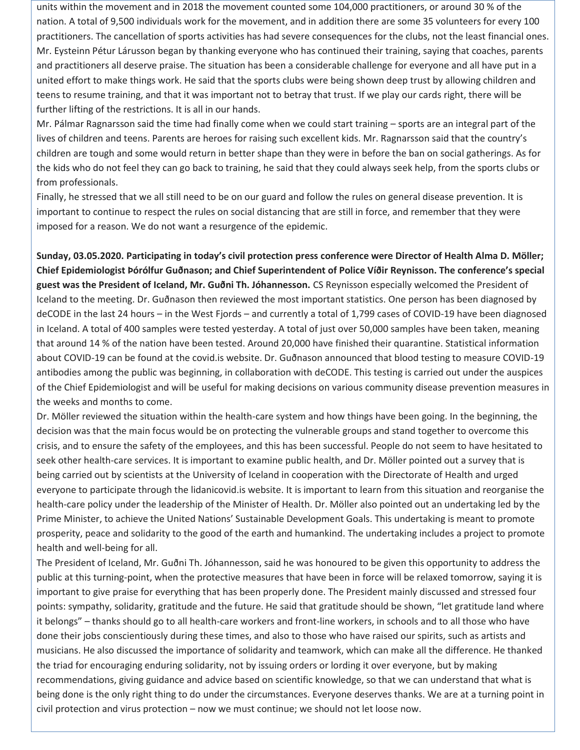units within the movement and in 2018 the movement counted some 104,000 practitioners, or around 30 % of the nation. A total of 9,500 individuals work for the movement, and in addition there are some 35 volunteers for every 100 practitioners. The cancellation of sports activities has had severe consequences for the clubs, not the least financial ones. Mr. Eysteinn Pétur Lárusson began by thanking everyone who has continued their training, saying that coaches, parents and practitioners all deserve praise. The situation has been a considerable challenge for everyone and all have put in a united effort to make things work. He said that the sports clubs were being shown deep trust by allowing children and teens to resume training, and that it was important not to betray that trust. If we play our cards right, there will be further lifting of the restrictions. It is all in our hands.

Mr. Pálmar Ragnarsson said the time had finally come when we could start training – sports are an integral part of the lives of children and teens. Parents are heroes for raising such excellent kids. Mr. Ragnarsson said that the country's children are tough and some would return in better shape than they were in before the ban on social gatherings. As for the kids who do not feel they can go back to training, he said that they could always seek help, from the sports clubs or from professionals.

Finally, he stressed that we all still need to be on our guard and follow the rules on general disease prevention. It is important to continue to respect the rules on social distancing that are still in force, and remember that they were imposed for a reason. We do not want a resurgence of the epidemic.

**Sunday, 03.05.2020. Participating in today's civil protection press conference were Director of Health Alma D. Möller; Chief Epidemiologist Þórólfur Guðnason; and Chief Superintendent of Police Víðir Reynisson. The conference's special guest was the President of Iceland, Mr. Guðni Th. Jóhannesson.** CS Reynisson especially welcomed the President of Iceland to the meeting. Dr. Guðnason then reviewed the most important statistics. One person has been diagnosed by deCODE in the last 24 hours – in the West Fjords – and currently a total of 1,799 cases of COVID-19 have been diagnosed in Iceland. A total of 400 samples were tested yesterday. A total of just over 50,000 samples have been taken, meaning that around 14 % of the nation have been tested. Around 20,000 have finished their quarantine. Statistical information about COVID-19 can be found at the covid.is website. Dr. Guðnason announced that blood testing to measure COVID-19 antibodies among the public was beginning, in collaboration with deCODE. This testing is carried out under the auspices of the Chief Epidemiologist and will be useful for making decisions on various community disease prevention measures in the weeks and months to come.

Dr. Möller reviewed the situation within the health-care system and how things have been going. In the beginning, the decision was that the main focus would be on protecting the vulnerable groups and stand together to overcome this crisis, and to ensure the safety of the employees, and this has been successful. People do not seem to have hesitated to seek other health-care services. It is important to examine public health, and Dr. Möller pointed out a survey that is being carried out by scientists at the University of Iceland in cooperation with the Directorate of Health and urged everyone to participate through the lidanicovid.is website. It is important to learn from this situation and reorganise the health-care policy under the leadership of the Minister of Health. Dr. Möller also pointed out an undertaking led by the Prime Minister, to achieve the United Nations' Sustainable Development Goals. This undertaking is meant to promote prosperity, peace and solidarity to the good of the earth and humankind. The undertaking includes a project to promote health and well-being for all.

The President of Iceland, Mr. Guðni Th. Jóhannesson, said he was honoured to be given this opportunity to address the public at this turning-point, when the protective measures that have been in force will be relaxed tomorrow, saying it is important to give praise for everything that has been properly done. The President mainly discussed and stressed four points: sympathy, solidarity, gratitude and the future. He said that gratitude should be shown, "let gratitude land where it belongs" – thanks should go to all health-care workers and front-line workers, in schools and to all those who have done their jobs conscientiously during these times, and also to those who have raised our spirits, such as artists and musicians. He also discussed the importance of solidarity and teamwork, which can make all the difference. He thanked the triad for encouraging enduring solidarity, not by issuing orders or lording it over everyone, but by making recommendations, giving guidance and advice based on scientific knowledge, so that we can understand that what is being done is the only right thing to do under the circumstances. Everyone deserves thanks. We are at a turning point in civil protection and virus protection – now we must continue; we should not let loose now.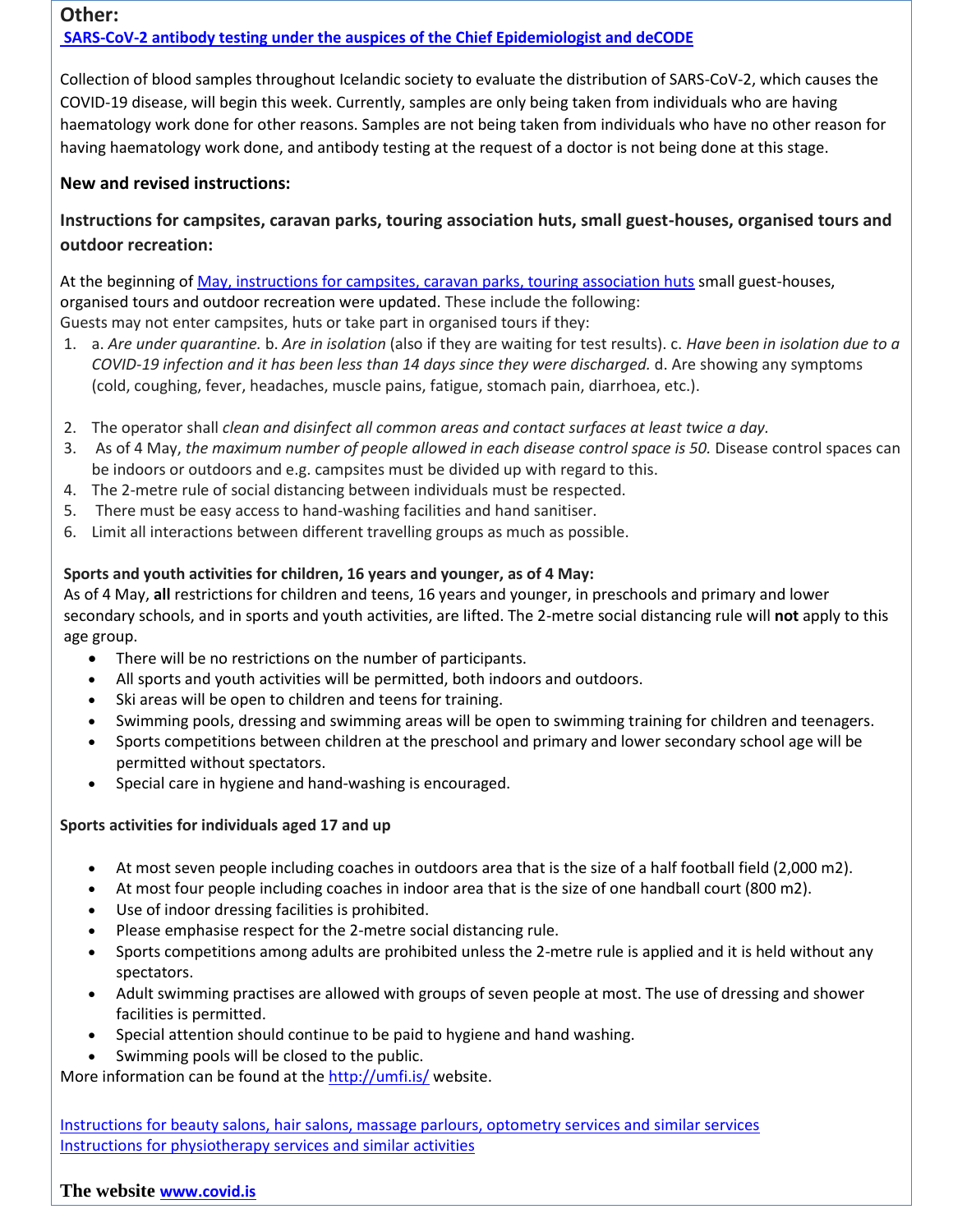**Other:**

**[SARS-CoV-2 antibody testing under the auspices of the Chief Epidemiologist and deCODE]()**

Collection of blood samples throughout Icelandic society to evaluate the distribution of SARS-CoV-2, which causes the COVID-19 disease, will begin this week. Currently, samples are only being taken from individuals who are having haematology work done for other reasons. Samples are not being taken from individuals who have no other reason for having haematology work done, and antibody testing at the request of a doctor is not being done at this stage.

**New and revised instructions:**

**Instructions for campsites, caravan parks, touring association huts, small guest-houses, organised tours and outdoor recreation:**

At the beginning of [May, instructions for campsites, caravan parks, touring association huts]() small guest-houses, organised tours and outdoor recreation were updated. These include the following:
Guests may not enter campsites, huts or take part in organised tours if they:

1. a. *Are under quarantine.* b. *Are in isolation* (also if they are waiting for test results). c. *Have been in isolation due to a COVID-19 infection and it has been less than 14 days since they were discharged.* d. Are showing any symptoms (cold, coughing, fever, headaches, muscle pains, fatigue, stomach pain, diarrhoea, etc.).
2. The operator shall *clean and disinfect all common areas and contact surfaces at least twice a day.*
3. As of 4 May, *the maximum number of people allowed in each disease control space is 50.* Disease control spaces can be indoors or outdoors and e.g. campsites must be divided up with regard to this.
4. The 2-metre rule of social distancing between individuals must be respected.
5. There must be easy access to hand-washing facilities and hand sanitiser.
6. Limit all interactions between different travelling groups as much as possible.

**Sports and youth activities for children, 16 years and younger, as of 4 May:**
As of 4 May, **all** restrictions for children and teens, 16 years and younger, in preschools and primary and lower secondary schools, and in sports and youth activities, are lifted. The 2-metre social distancing rule will **not** apply to this age group.

- There will be no restrictions on the number of participants.
- All sports and youth activities will be permitted, both indoors and outdoors.
- Ski areas will be open to children and teens for training.
- Swimming pools, dressing and swimming areas will be open to swimming training for children and teenagers.
- Sports competitions between children at the preschool and primary and lower secondary school age will be permitted without spectators.
- Special care in hygiene and hand-washing is encouraged.

**Sports activities for individuals aged 17 and up**

- At most seven people including coaches in outdoors area that is the size of a half football field (2,000 m2).
- At most four people including coaches in indoor area that is the size of one handball court (800 m2).
- Use of indoor dressing facilities is prohibited.
- Please emphasise respect for the 2-metre social distancing rule.
- Sports competitions among adults are prohibited unless the 2-metre rule is applied and it is held without any spectators.
- Adult swimming practises are allowed with groups of seven people at most. The use of dressing and shower facilities is permitted.
- Special attention should continue to be paid to hygiene and hand washing.
- Swimming pools will be closed to the public.

More information can be found at the [http://umfi.is/](http://umfi.is/) website.

[Instructions for beauty salons, hair salons, massage parlours, optometry services and similar services]()
[Instructions for physiotherapy services and similar activities]()

**The website [www.covid.is](www.covid.is)**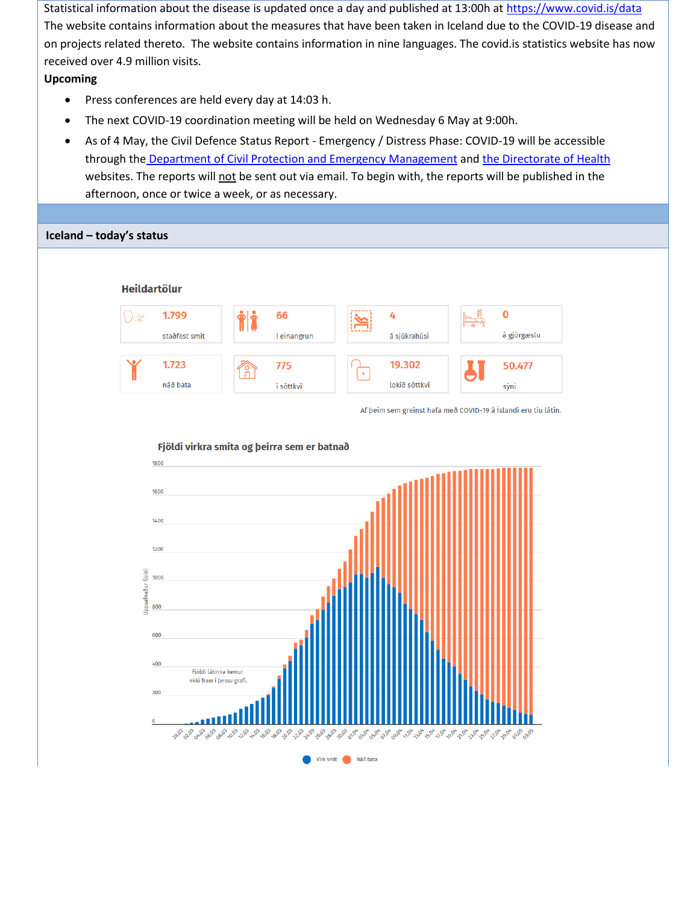Statistical information about the disease is updated once a day and published at 13:00h at https://www.covid.is/data

The website contains information about the measures that have been taken in Iceland due to the COVID-19 disease and on projects related thereto. The website contains information in nine languages. The covid.is statistics website has now received over 4.9 million visits.

**Upcoming**

- Press conferences are held every day at 14:03 h.
- The next COVID-19 coordination meeting will be held on Wednesday 6 May at 9:00h.
- As of 4 May, the Civil Defence Status Report - Emergency / Distress Phase: COVID-19 will be accessible through the Department of Civil Protection and Emergency Management and the Directorate of Health websites. The reports will not be sent out via email. To begin with, the reports will be published in the afternoon, once or twice a week, or as necessary.

## Iceland – today's status

**Heildartölur**

| | | | |
|---|---|---|---|
| 1.799 staðfest smit | 66 í einangrun | 4 á sjúkrahúsi | 0 á gjörgæslu |
| 1.723 náð bata | 775 í sóttkví | 19.302 lokið sóttkví | 50.477 sýni |

Af þeim sem greinst hafa með COVID-19 á Íslandi eru tíu látin.

**Fjöldi virkra smita og þeirra sem er batnað**

Fjöldi látinna kemur ekki fram í þessu grafi.

Virk smit · Náð bata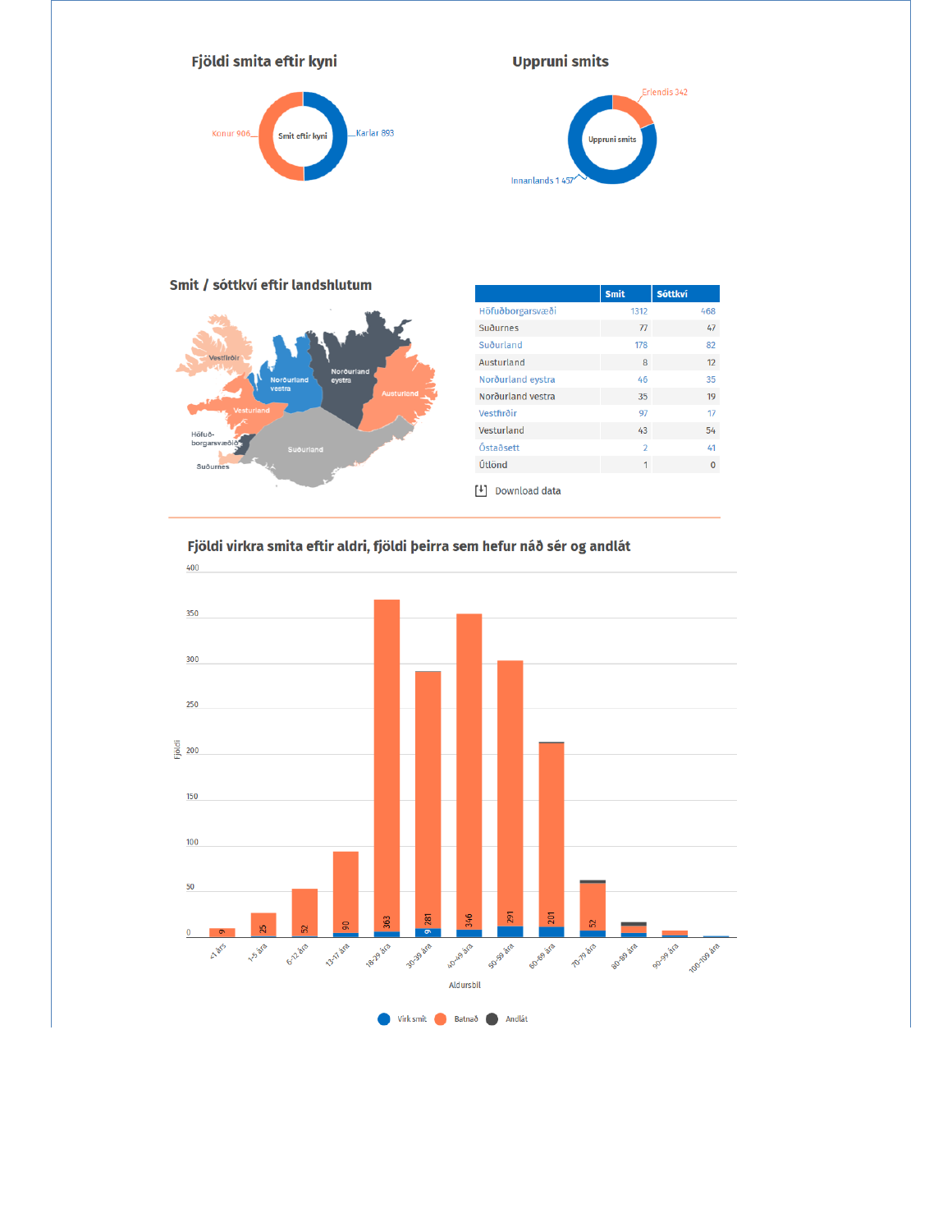## Fjöldi smita eftir kyni

Smit eftir kyni

Konur 906

Karlar 893

## Uppruni smits

Uppruni smits

Erlendis 342

Innanlands 1 457

## Smit / sóttkví eftir landshlutum

Vestfirðir, Norðurland vestra, Norðurland eystra, Austurland, Vesturland, Höfuð-borgarsvæðið, Suðurland, Suðurnes

| | Smit | Sóttkví |
|---|---|---|
| Höfuðborgarsvæði | 1312 | 468 |
| Suðurnes | 77 | 47 |
| Suðurland | 178 | 82 |
| Austurland | 8 | 12 |
| Norðurland eystra | 46 | 35 |
| Norðurland vestra | 35 | 19 |
| Vestfirðir | 97 | 17 |
| Vesturland | 43 | 54 |
| Óstaðsett | 2 | 41 |
| Útlönd | 1 | 0 |

Download data

## Fjöldi virkra smita eftir aldri, fjöldi þeirra sem hefur náð sér og andlát

| Aldursbil | Virk smit | Batnað |
|---|---|---|
| <1 árs | | 9 |
| 1-5 ára | | 25 |
| 6-12 ára | | 52 |
| 13-17 ára | | 90 |
| 18-29 ára | | 363 |
| 30-39 ára | 9 | 281 |
| 40-49 ára | | 346 |
| 50-59 ára | | 291 |
| 60-69 ára | | 201 |
| 70-79 ára | | 52 |
| 80-89 ára | | |
| 90-99 ára | | |
| 100-109 ára | | |

Fjöldi; Aldursbil

Virk smit · Batnað · Andlát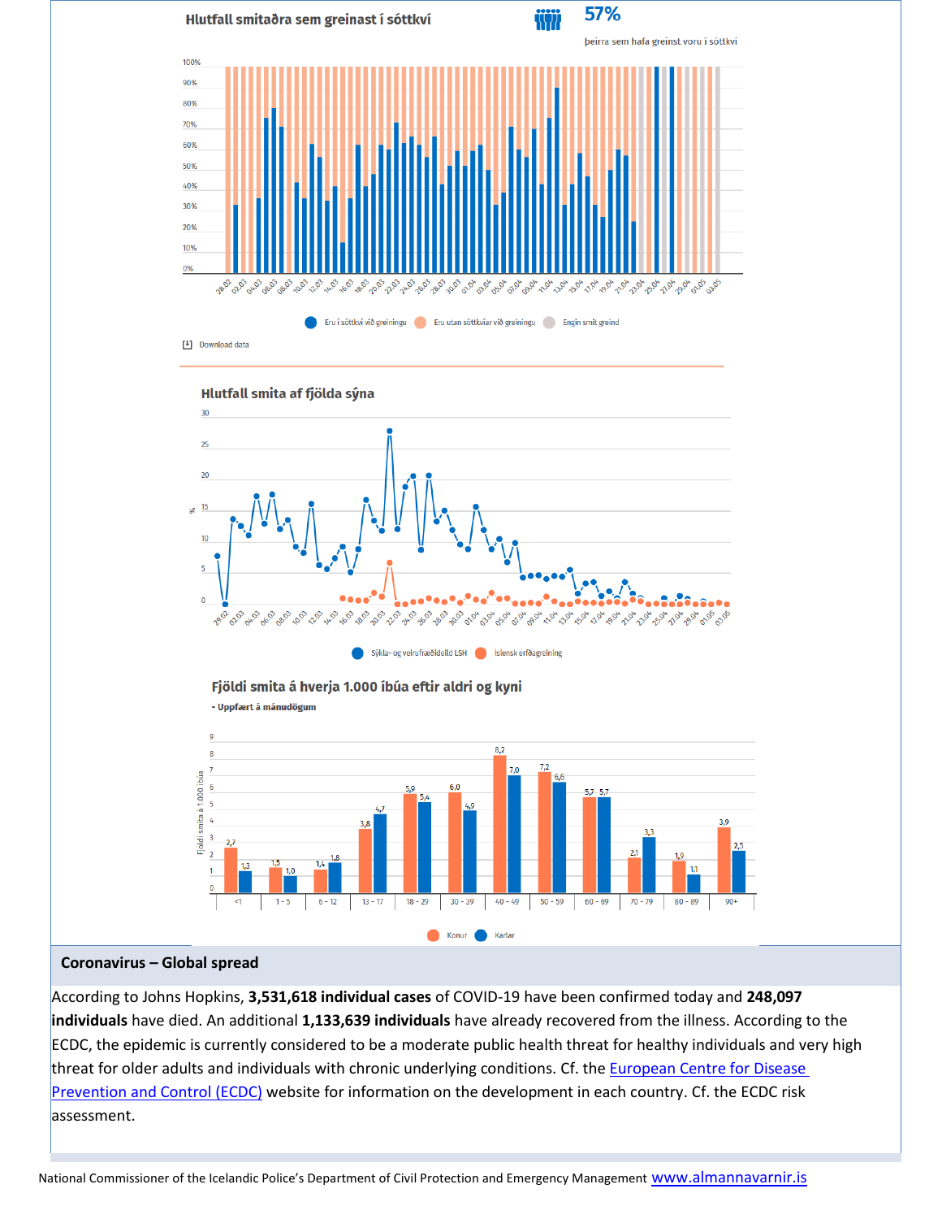Hlutfall smitaðra sem greinast í sóttkví

57%

þeirra sem hafa greinst voru í sóttkví

100%
90%
80%
70%
60%
50%
40%
30%
20%
10%
0%

28.02 02.03 04.03 06.03 08.03 10.03 12.03 14.03 16.03 18.03 20.03 22.03 24.03 26.03 28.03 30.03 01.04 03.04 05.04 07.04 09.04 11.04 13.04 15.04 17.04 19.04 21.04 23.04 25.04 27.04 29.04 01.05 03.05

Eru í sóttkví við greiningu   Eru utan sóttkvíar við greiningu   Engin smit greind

Download data

Hlutfall smita af fjölda sýna

30
25
20
15
10
5
0

%

29.02 02.03 04.03 06.03 08.03 10.03 12.03 14.03 16.03 18.03 20.03 22.03 24.03 26.03 28.03 30.03 01.04 03.04 05.04 07.04 09.04 11.04 13.04 15.04 17.04 19.04 21.04 23.04 25.04 27.04 29.04 01.05 03.05

Sýkla- og veirufræðideild LSH   Íslensk erfðagreining

Fjöldi smita á hverja 1.000 íbúa eftir aldri og kyni

- Uppfært á mánudögum

Fjöldi smita á 1.000 íbúa

9
8
7
6
5
4
3
2
1
0

<1: 2,7 / 1,3
1 - 5: 1,5 / 1,0
6 - 12: 1,4 / 1,8
13 - 17: 3,8 / 4,7
18 - 29: 5,9 / 5,4
30 - 39: 6,0 / 4,9
40 - 49: 8,2 / 7,0
50 - 59: 7,2 / 6,6
60 - 69: 5,7 / 5,7
70 - 79: 2,1 / 3,3
80 - 89: 1,9 / 1,1
90+: 3,9 / 2,5

Konur   Karlar

## Coronavirus – Global spread

According to Johns Hopkins, **3,531,618 individual cases** of COVID-19 have been confirmed today and **248,097 individuals** have died. An additional **1,133,639 individuals** have recovered from the illness. According to the ECDC, the epidemic is currently considered to be a moderate public health threat for healthy individuals and very high threat for older adults and individuals with chronic underlying conditions. Cf. the [European Centre for Disease Prevention and Control (ECDC)]() website for information on the development in each country. Cf. the ECDC risk assessment.

National Commissioner of the Icelandic Police's Department of Civil Protection and Emergency Management www.almannavarnir.is